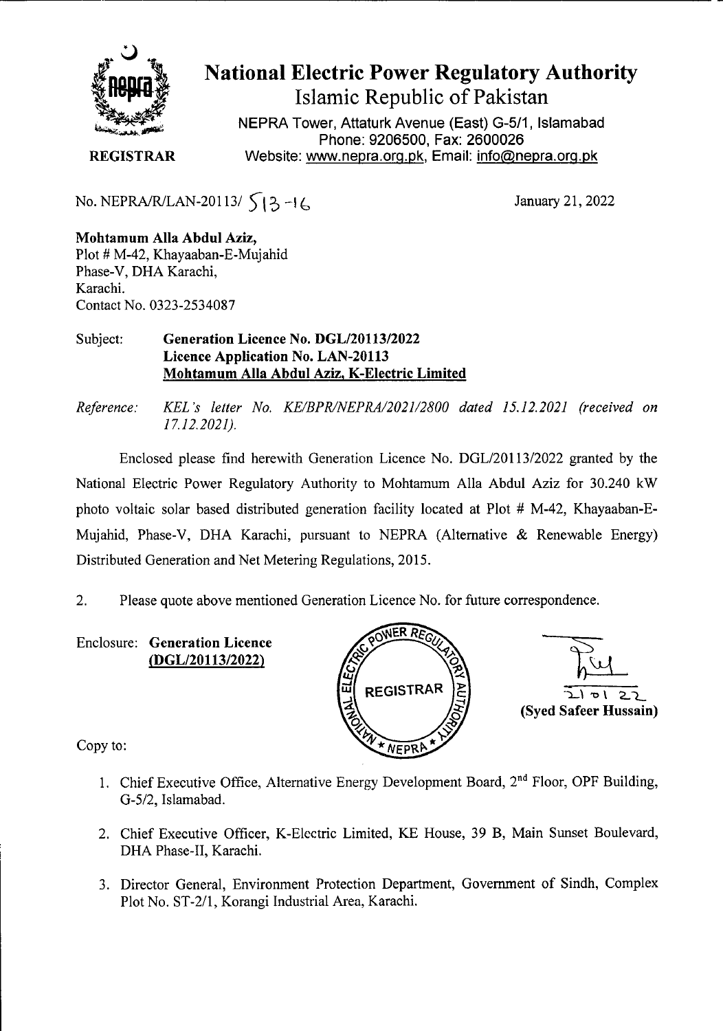# National Electric Power Regulatory Authority

## Islamic Republic of Pakistan

NEPRA Tower, Attaturk Avenue (East) G-5/1, Islamabad
Phone: 9206500, Fax: 2600026
Website: www.nepra.org.pk, Email: info@nepra.org.pk

**REGISTRAR**

No. NEPRA/R/LAN-20113/ 513-16

January 21, 2022

**Mohtamum Alla Abdul Aziz,**
Plot # M-42, Khayaaban-E-Mujahid
Phase-V, DHA Karachi,
Karachi.
Contact No. 0323-2534087

Subject: **Generation Licence No. DGL/20113/2022**
**Licence Application No. LAN-20113**
**Mohtamum Alla Abdul Aziz, K-Electric Limited**

*Reference: KEL's letter No. KE/BPR/NEPRA/2021/2800 dated 15.12.2021 (received on 17.12.2021).*

Enclosed please find herewith Generation Licence No. DGL/20113/2022 granted by the National Electric Power Regulatory Authority to Mohtamum Alla Abdul Aziz for 30.240 kW photo voltaic solar based distributed generation facility located at Plot # M-42, Khayaaban-E-Mujahid, Phase-V, DHA Karachi, pursuant to NEPRA (Alternative & Renewable Energy) Distributed Generation and Net Metering Regulations, 2015.

2. Please quote above mentioned Generation Licence No. for future correspondence.

Enclosure: **Generation Licence**
**(DGL/20113/2022)**

21 01 22
**(Syed Safeer Hussain)**

Copy to:

1. Chief Executive Office, Alternative Energy Development Board, 2nd Floor, OPF Building, G-5/2, Islamabad.
2. Chief Executive Officer, K-Electric Limited, KE House, 39 B, Main Sunset Boulevard, DHA Phase-II, Karachi.
3. Director General, Environment Protection Department, Government of Sindh, Complex Plot No. ST-2/1, Korangi Industrial Area, Karachi.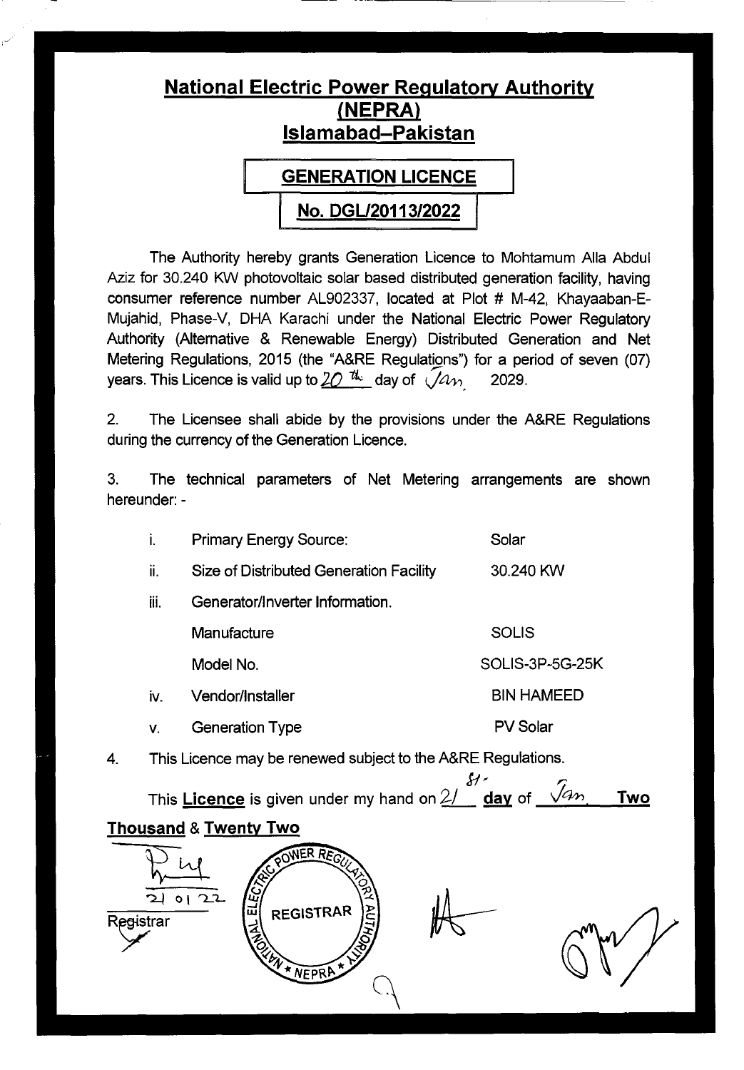# National Electric Power Regulatory Authority (NEPRA) Islamabad–Pakistan

## GENERATION LICENCE

## No. DGL/20113/2022

The Authority hereby grants Generation Licence to Mohtamum Alla Abdul Aziz for 30.240 KW photovoltaic solar based distributed generation facility, having consumer reference number AL902337, located at Plot # M-42, Khayaaban-E-Mujahid, Phase-V, DHA Karachi under the National Electric Power Regulatory Authority (Alternative & Renewable Energy) Distributed Generation and Net Metering Regulations, 2015 (the "A&RE Regulations") for a period of seven (07) years. This Licence is valid up to 20th day of Jan 2029.

2. The Licensee shall abide by the provisions under the A&RE Regulations during the currency of the Generation Licence.

3. The technical parameters of Net Metering arrangements are shown hereunder: -

| | | |
|---|---|---|
| i. | Primary Energy Source: | Solar |
| ii. | Size of Distributed Generation Facility | 30.240 KW |
| iii. | Generator/Inverter Information. | |
| | Manufacture | SOLIS |
| | Model No. | SOLIS-3P-5G-25K |
| iv. | Vendor/Installer | BIN HAMEED |
| v. | Generation Type | PV Solar |

4. This Licence may be renewed subject to the A&RE Regulations.

This **Licence** is given under my hand on 21st **day** of Jan **Two Thousand** & **Twenty Two**

21 01 22
Registrar

POWER REGULATORY AUTHORITY REGISTRAR NATIONAL ELECTRIC NEPRA